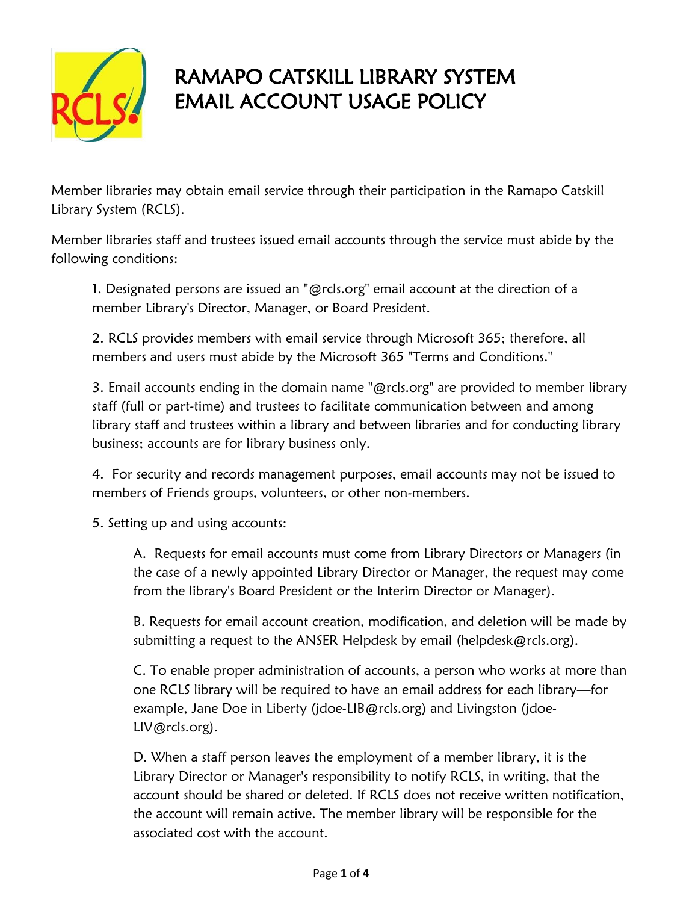# RAMAPO CATSKILL LIBRARY SYSTEM
# EMAIL ACCOUNT USAGE POLICY

Member libraries may obtain email service through their participation in the Ramapo Catskill Library System (RCLS).

Member libraries staff and trustees issued email accounts through the service must abide by the following conditions:

1. Designated persons are issued an "@rcls.org" email account at the direction of a member Library's Director, Manager, or Board President.

2. RCLS provides members with email service through Microsoft 365; therefore, all members and users must abide by the Microsoft 365 "Terms and Conditions."

3. Email accounts ending in the domain name "@rcls.org" are provided to member library staff (full or part-time) and trustees to facilitate communication between and among library staff and trustees within a library and between libraries and for conducting library business; accounts are for library business only.

4. For security and records management purposes, email accounts may not be issued to members of Friends groups, volunteers, or other non-members.

5. Setting up and using accounts:

   A. Requests for email accounts must come from Library Directors or Managers (in the case of a newly appointed Library Director or Manager, the request may come from the library's Board President or the Interim Director or Manager).

   B. Requests for email account creation, modification, and deletion will be made by submitting a request to the ANSER Helpdesk by email (helpdesk@rcls.org).

   C. To enable proper administration of accounts, a person who works at more than one RCLS library will be required to have an email address for each library—for example, Jane Doe in Liberty (jdoe-LIB@rcls.org) and Livingston (jdoe-LIV@rcls.org).

   D. When a staff person leaves the employment of a member library, it is the Library Director or Manager's responsibility to notify RCLS, in writing, that the account should be shared or deleted. If RCLS does not receive written notification, the account will remain active. The member library will be responsible for the associated cost with the account.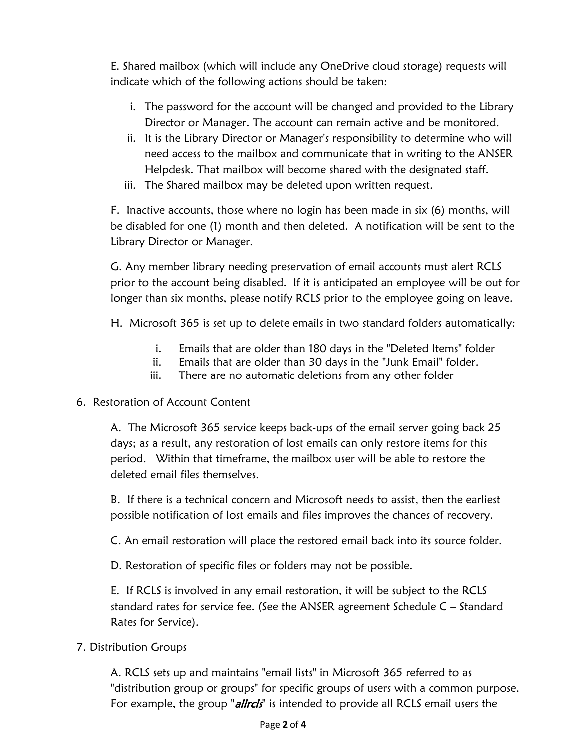E. Shared mailbox (which will include any OneDrive cloud storage) requests will indicate which of the following actions should be taken:

i. The password for the account will be changed and provided to the Library Director or Manager. The account can remain active and be monitored.
ii. It is the Library Director or Manager's responsibility to determine who will need access to the mailbox and communicate that in writing to the ANSER Helpdesk. That mailbox will become shared with the designated staff.
iii. The Shared mailbox may be deleted upon written request.

F. Inactive accounts, those where no login has been made in six (6) months, will be disabled for one (1) month and then deleted. A notification will be sent to the Library Director or Manager.

G. Any member library needing preservation of email accounts must alert RCLS prior to the account being disabled. If it is anticipated an employee will be out for longer than six months, please notify RCLS prior to the employee going on leave.

H. Microsoft 365 is set up to delete emails in two standard folders automatically:

i. Emails that are older than 180 days in the "Deleted Items" folder
ii. Emails that are older than 30 days in the "Junk Email" folder.
iii. There are no automatic deletions from any other folder

6. Restoration of Account Content

A. The Microsoft 365 service keeps back-ups of the email server going back 25 days; as a result, any restoration of lost emails can only restore items for this period. Within that timeframe, the mailbox user will be able to restore the deleted email files themselves.

B. If there is a technical concern and Microsoft needs to assist, then the earliest possible notification of lost emails and files improves the chances of recovery.

C. An email restoration will place the restored email back into its source folder.

D. Restoration of specific files or folders may not be possible.

E. If RCLS is involved in any email restoration, it will be subject to the RCLS standard rates for service fee. (See the ANSER agreement Schedule C – Standard Rates for Service).

7. Distribution Groups

A. RCLS sets up and maintains "email lists" in Microsoft 365 referred to as "distribution group or groups" for specific groups of users with a common purpose. For example, the group "***allrcls***" is intended to provide all RCLS email users the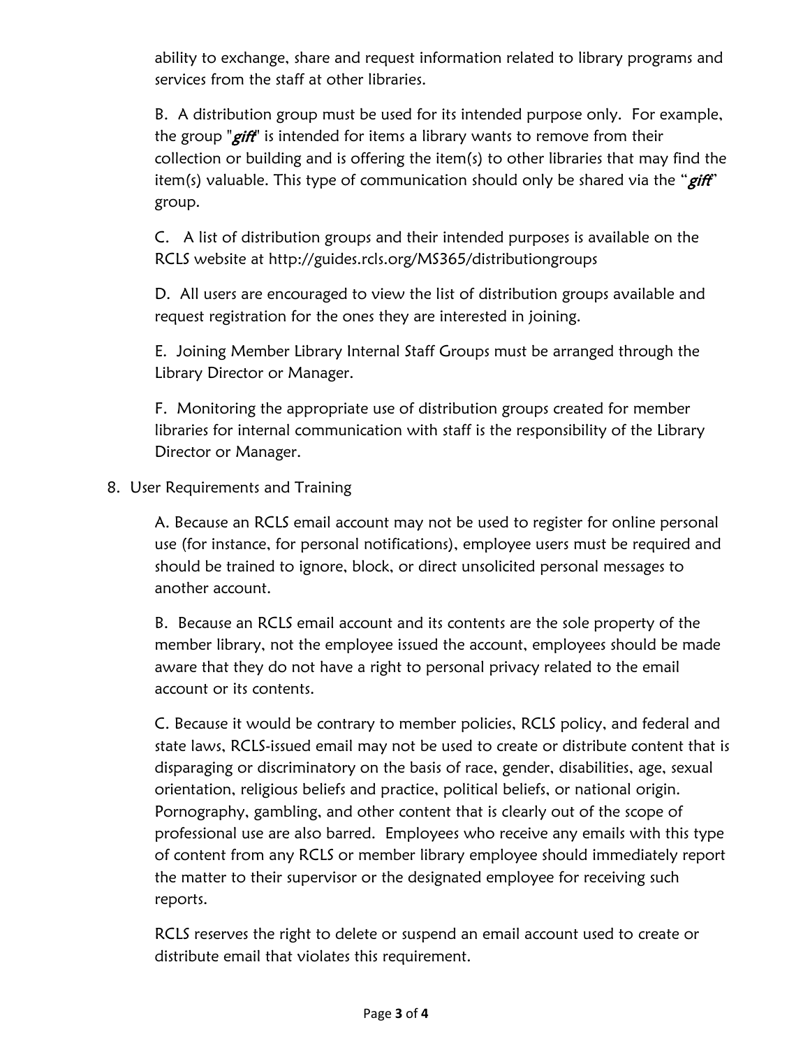ability to exchange, share and request information related to library programs and services from the staff at other libraries.

B. A distribution group must be used for its intended purpose only. For example, the group "*gift*" is intended for items a library wants to remove from their collection or building and is offering the item(s) to other libraries that may find the item(s) valuable. This type of communication should only be shared via the "*gift*" group.

C. A list of distribution groups and their intended purposes is available on the RCLS website at http://guides.rcls.org/MS365/distributiongroups

D. All users are encouraged to view the list of distribution groups available and request registration for the ones they are interested in joining.

E. Joining Member Library Internal Staff Groups must be arranged through the Library Director or Manager.

F. Monitoring the appropriate use of distribution groups created for member libraries for internal communication with staff is the responsibility of the Library Director or Manager.

8. User Requirements and Training

A. Because an RCLS email account may not be used to register for online personal use (for instance, for personal notifications), employee users must be required and should be trained to ignore, block, or direct unsolicited personal messages to another account.

B. Because an RCLS email account and its contents are the sole property of the member library, not the employee issued the account, employees should be made aware that they do not have a right to personal privacy related to the email account or its contents.

C. Because it would be contrary to member policies, RCLS policy, and federal and state laws, RCLS-issued email may not be used to create or distribute content that is disparaging or discriminatory on the basis of race, gender, disabilities, age, sexual orientation, religious beliefs and practice, political beliefs, or national origin. Pornography, gambling, and other content that is clearly out of the scope of professional use are also barred. Employees who receive any emails with this type of content from any RCLS or member library employee should immediately report the matter to their supervisor or the designated employee for receiving such reports.

RCLS reserves the right to delete or suspend an email account used to create or distribute email that violates this requirement.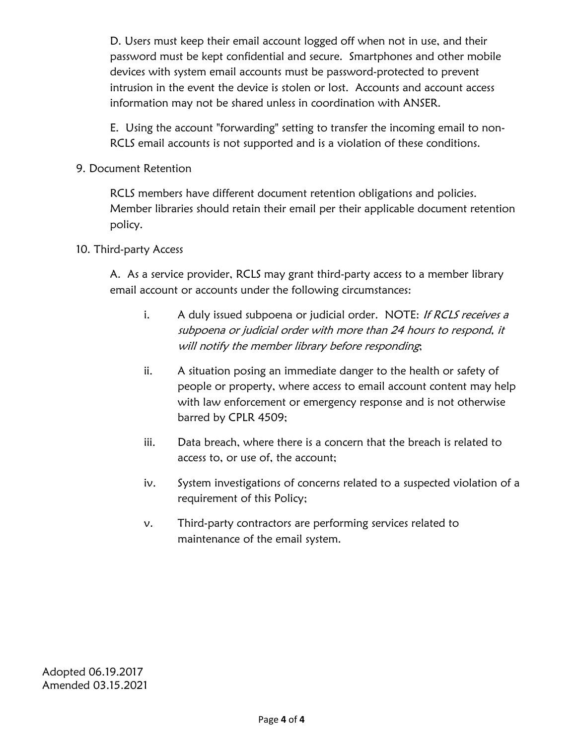D. Users must keep their email account logged off when not in use, and their password must be kept confidential and secure. Smartphones and other mobile devices with system email accounts must be password-protected to prevent intrusion in the event the device is stolen or lost. Accounts and account access information may not be shared unless in coordination with ANSER.

E. Using the account "forwarding" setting to transfer the incoming email to non-RCLS email accounts is not supported and is a violation of these conditions.

9. Document Retention

RCLS members have different document retention obligations and policies. Member libraries should retain their email per their applicable document retention policy.

10. Third-party Access

A. As a service provider, RCLS may grant third-party access to a member library email account or accounts under the following circumstances:

i. A duly issued subpoena or judicial order. NOTE: *If RCLS receives a subpoena or judicial order with more than 24 hours to respond, it will notify the member library before responding*;

ii. A situation posing an immediate danger to the health or safety of people or property, where access to email account content may help with law enforcement or emergency response and is not otherwise barred by CPLR 4509;

iii. Data breach, where there is a concern that the breach is related to access to, or use of, the account;

iv. System investigations of concerns related to a suspected violation of a requirement of this Policy;

v. Third-party contractors are performing services related to maintenance of the email system.

Adopted 06.19.2017
Amended 03.15.2021